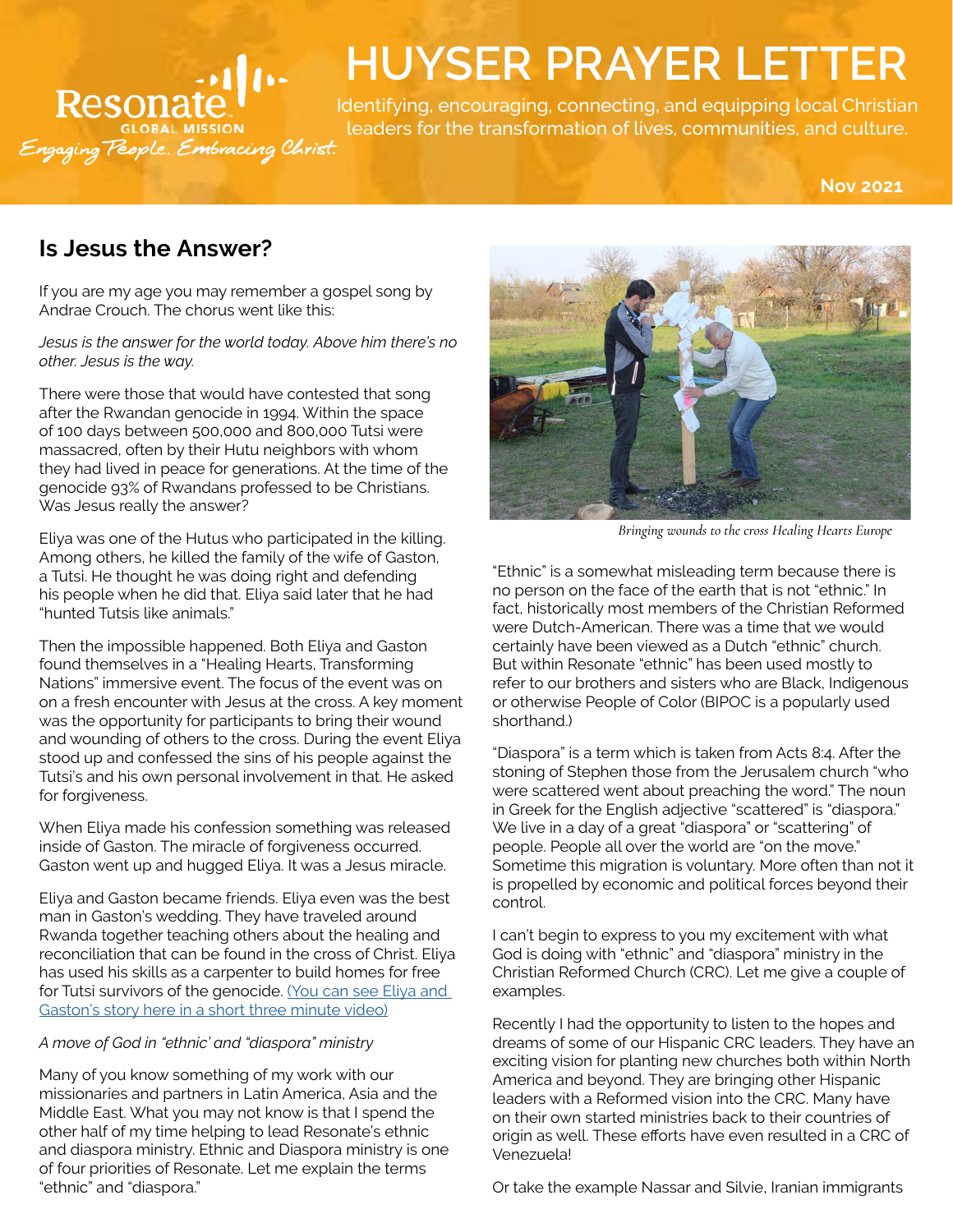Resonate GLOBAL MISSION

*Engaging People. Embracing Christ.*

# HUYSER PRAYER LETTER

Identifying, encouraging, connecting, and equipping local Christian leaders for the transformation of lives, communities, and culture.

**Nov 2021**

## Is Jesus the Answer?

If you are my age you may remember a gospel song by Andrae Crouch. The chorus went like this:

*Jesus is the answer for the world today. Above him there's no other. Jesus is the way.*

There were those that would have contested that song after the Rwandan genocide in 1994. Within the space of 100 days between 500,000 and 800,000 Tutsi were massacred, often by their Hutu neighbors with whom they had lived in peace for generations. At the time of the genocide 93% of Rwandans professed to be Christians. Was Jesus really the answer?

Eliya was one of the Hutus who participated in the killing. Among others, he killed the family of the wife of Gaston, a Tutsi. He thought he was doing right and defending his people when he did that. Eliya said later that he had "hunted Tutsis like animals."

Then the impossible happened. Both Eliya and Gaston found themselves in a "Healing Hearts, Transforming Nations" immersive event. The focus of the event was on on a fresh encounter with Jesus at the cross. A key moment was the opportunity for participants to bring their wound and wounding of others to the cross. During the event Eliya stood up and confessed the sins of his people against the Tutsi's and his own personal involvement in that. He asked for forgiveness.

When Eliya made his confession something was released inside of Gaston. The miracle of forgiveness occurred. Gaston went up and hugged Eliya. It was a Jesus miracle.

Eliya and Gaston became friends. Eliya even was the best man in Gaston's wedding. They have traveled around Rwanda together teaching others about the healing and reconciliation that can be found in the cross of Christ. Eliya has used his skills as a carpenter to build homes for free for Tutsi survivors of the genocide. (You can see Eliya and Gaston's story here in a short three minute video)

*A move of God in "ethnic" and "diaspora" ministry*

Many of you know something of my work with our missionaries and partners in Latin America, Asia and the Middle East. What you may not know is that I spend the other half of my time helping to lead Resonate's ethnic and diaspora ministry. Ethnic and Diaspora ministry is one of four priorities of Resonate. Let me explain the terms "ethnic" and "diaspora."

*Bringing wounds to the cross Healing Hearts Europe*

"Ethnic" is a somewhat misleading term because there is no person on the face of the earth that is not "ethnic." In fact, historically most members of the Christian Reformed were Dutch-American. There was a time that we would certainly have been viewed as a Dutch "ethnic" church. But within Resonate "ethnic" has been used mostly to refer to our brothers and sisters who are Black, Indigenous or otherwise People of Color (BIPOC is a popularly used shorthand.)

"Diaspora" is a term which is taken from Acts 8:4. After the stoning of Stephen those from the Jerusalem church "who were scattered went about preaching the word." The noun in Greek for the English adjective "scattered" is "diaspora." We live in a day of a great "diaspora" or "scattering" of people. People all over the world are "on the move." Sometime this migration is voluntary. More often than not it is propelled by economic and political forces beyond their control.

I can't begin to express to you my excitement with what God is doing with "ethnic" and "diaspora" ministry in the Christian Reformed Church (CRC). Let me give a couple of examples.

Recently I had the opportunity to listen to the hopes and dreams of some of our Hispanic CRC leaders. They have an exciting vision for planting new churches both within North America and beyond. They are bringing other Hispanic leaders with a Reformed vision into the CRC. Many have on their own started ministries back to their countries of origin as well. These efforts have even resulted in a CRC of Venezuela!

Or take the example Nassar and Silvie, Iranian immigrants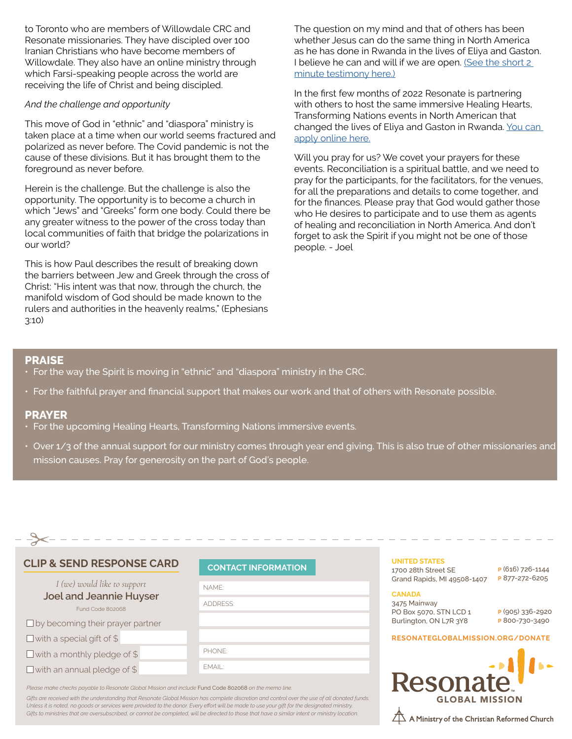to Toronto who are members of Willowdale CRC and Resonate missionaries. They have discipled over 100 Iranian Christians who have become members of Willowdale. They also have an online ministry through which Farsi-speaking people across the world are receiving the life of Christ and being discipled.

*And the challenge and opportunity*

This move of God in "ethnic" and "diaspora" ministry is taken place at a time when our world seems fractured and polarized as never before. The Covid pandemic is not the cause of these divisions. But it has brought them to the foreground as never before.

Herein is the challenge. But the challenge is also the opportunity. The opportunity is to become a church in which "Jews" and "Greeks" form one body. Could there be any greater witness to the power of the cross today than local communities of faith that bridge the polarizations in our world?

This is how Paul describes the result of breaking down the barriers between Jew and Greek through the cross of Christ: "His intent was that now, through the church, the manifold wisdom of God should be made known to the rulers and authorities in the heavenly realms," (Ephesians 3:10)

The question on my mind and that of others has been whether Jesus can do the same thing in North America as he has done in Rwanda in the lives of Eliya and Gaston. I believe he can and will if we are open. (See the short 2 minute testimony here.)

In the first few months of 2022 Resonate is partnering with others to host the same immersive Healing Hearts, Transforming Nations events in North American that changed the lives of Eliya and Gaston in Rwanda. You can apply online here.

Will you pray for us? We covet your prayers for these events. Reconciliation is a spiritual battle, and we need to pray for the participants, for the facilitators, for the venues, for all the preparations and details to come together, and for the finances. Please pray that God would gather those who He desires to participate and to use them as agents of healing and reconciliation in North America. And don't forget to ask the Spirit if you might not be one of those people. - Joel

## PRAISE

- For the way the Spirit is moving in "ethnic" and "diaspora" ministry in the CRC.
- For the faithful prayer and financial support that makes our work and that of others with Resonate possible.

## PRAYER

- For the upcoming Healing Hearts, Transforming Nations immersive events.
- Over 1/3 of the annual support for our ministry comes through year end giving. This is also true of other missionaries and mission causes. Pray for generosity on the part of God's people.

## CLIP & SEND RESPONSE CARD

*I (we) would like to support*

**Joel and Jeannie Huyser**

Fund Code 802068

☐ by becoming their prayer partner

☐ with a special gift of $

☐ with a monthly pledge of $

☐ with an annual pledge of $

**CONTACT INFORMATION**

NAME:

ADDRESS:

PHONE:

EMAIL:

*Please make checks payable to Resonate Global Mission and include* Fund Code 802068 *on the memo line.*

*Gifts are received with the understanding that Resonate Global Mission has complete discretion and control over the use of all donated funds. Unless it is noted, no goods or services were provided to the donor. Every effort will be made to use your gift for the designated ministry. Gifts to ministries that are oversubscribed, or cannot be completed, will be directed to those that have a similar intent or ministry location.*

**UNITED STATES**

1700 28th Street SE
Grand Rapids, MI 49508-1407

P (616) 726-1144
P 877-272-6205

**CANADA**

3475 Mainway
PO Box 5070, STN LCD 1
Burlington, ON L7R 3Y8

P (905) 336-2920
P 800-730-3490

**RESONATEGLOBALMISSION.ORG/DONATE**

Resonate GLOBAL MISSION

A Ministry of the Christian Reformed Church